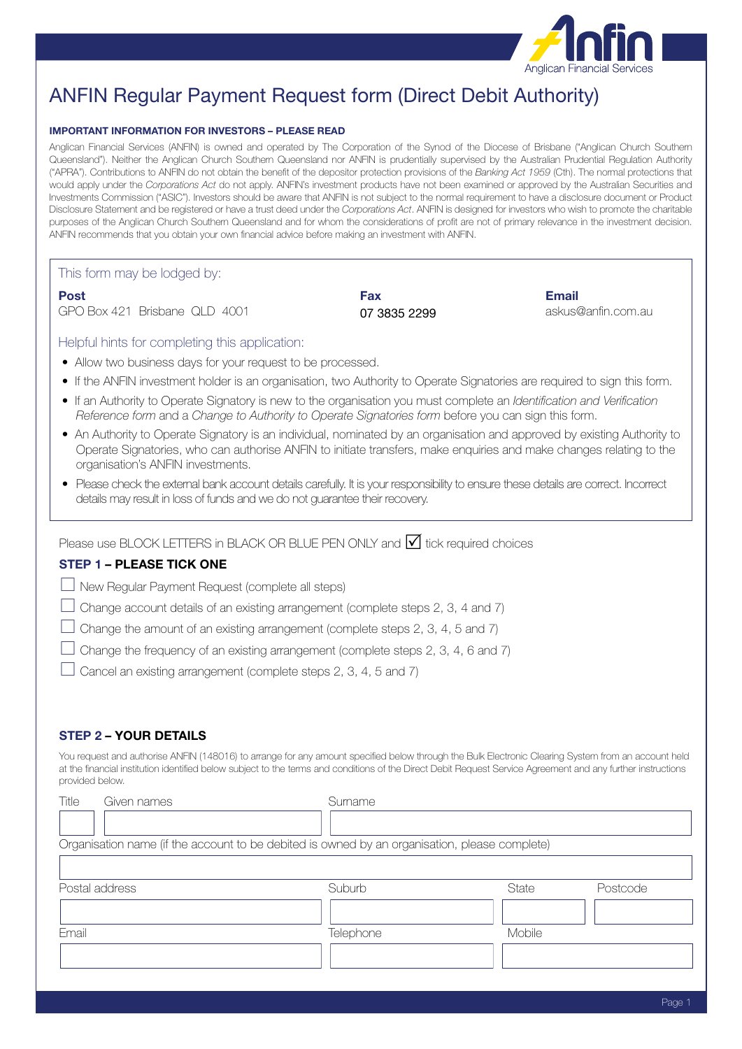# ANFIN Regular Payment Request form (Direct Debit Authority)

**IMPORTANT INFORMATION FOR INVESTORS – PLEASE READ**

Anglican Financial Services (ANFIN) is owned and operated by The Corporation of the Synod of the Diocese of Brisbane ("Anglican Church Southern Queensland"). Neither the Anglican Church Southern Queensland nor ANFIN is prudentially supervised by the Australian Prudential Regulation Authority ("APRA"). Contributions to ANFIN do not obtain the benefit of the depositor protection provisions of the *Banking Act 1959* (Cth). The normal protections that would apply under the *Corporations Act* do not apply. ANFIN's investment products have not been examined or approved by the Australian Securities and Investments Commission ("ASIC"). Investors should be aware that ANFIN is not subject to the normal requirement to have a disclosure document or Product Disclosure Statement and be registered or have a trust deed under the *Corporations Act*. ANFIN is designed for investors who wish to promote the charitable purposes of the Anglican Church Southern Queensland and for whom the considerations of profit are not of primary relevance in the investment decision. ANFIN recommends that you obtain your own financial advice before making an investment with ANFIN.

## This form may be lodged by:

**Post**
GPO Box 421 Brisbane QLD 4001

**Fax**
07 3835 2299

**Email**
askus@anfin.com.au

## Helpful hints for completing this application:

- Allow two business days for your request to be processed.
- If the ANFIN investment holder is an organisation, two Authority to Operate Signatories are required to sign this form.
- If an Authority to Operate Signatory is new to the organisation you must complete an *Identification and Verification Reference form* and a *Change to Authority to Operate Signatories form* before you can sign this form.
- An Authority to Operate Signatory is an individual, nominated by an organisation and approved by existing Authority to Operate Signatories, who can authorise ANFIN to initiate transfers, make enquiries and make changes relating to the organisation's ANFIN investments.
- Please check the external bank account details carefully. It is your responsibility to ensure these details are correct. Incorrect details may result in loss of funds and we do not guarantee their recovery.

Please use BLOCK LETTERS in BLACK OR BLUE PEN ONLY and ☑ tick required choices

### STEP 1 – PLEASE TICK ONE

☐ New Regular Payment Request (complete all steps)

☐ Change account details of an existing arrangement (complete steps 2, 3, 4 and 7)

☐ Change the amount of an existing arrangement (complete steps 2, 3, 4, 5 and 7)

☐ Change the frequency of an existing arrangement (complete steps 2, 3, 4, 6 and 7)

☐ Cancel an existing arrangement (complete steps 2, 3, 4, 5 and 7)

### STEP 2 – YOUR DETAILS

You request and authorise ANFIN (148016) to arrange for any amount specified below through the Bulk Electronic Clearing System from an account held at the financial institution identified below subject to the terms and conditions of the Direct Debit Request Service Agreement and any further instructions provided below.

| Title | Given names | Surname |
|---|---|---|
| | | |

Organisation name (if the account to be debited is owned by an organisation, please complete)

| |
|---|
| |

| Postal address | Suburb | State | Postcode |
|---|---|---|---|
| | | | |

| Email | Telephone | Mobile |
|---|---|---|
| | | |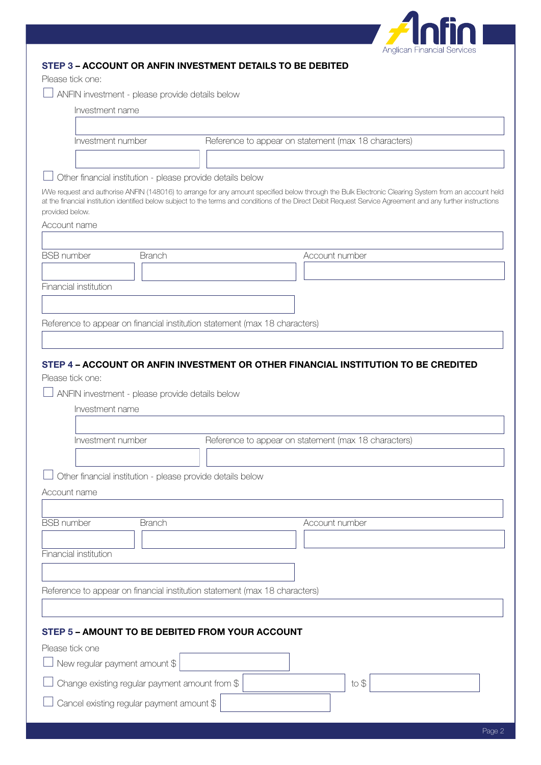## STEP 3 – ACCOUNT OR ANFIN INVESTMENT DETAILS TO BE DEBITED

Please tick one:

☐ ANFIN investment - please provide details below

Investment name

Investment number | Reference to appear on statement (max 18 characters)

☐ Other financial institution - please provide details below

I/We request and authorise ANFIN (148016) to arrange for any amount specified below through the Bulk Electronic Clearing System from an account held at the financial institution identified below subject to the terms and conditions of the Direct Debit Request Service Agreement and any further instructions provided below.

Account name

BSB number | Branch | Account number

Financial institution

Reference to appear on financial institution statement (max 18 characters)

## STEP 4 – ACCOUNT OR ANFIN INVESTMENT OR OTHER FINANCIAL INSTITUTION TO BE CREDITED

Please tick one:

☐ ANFIN investment - please provide details below

Investment name

Investment number | Reference to appear on statement (max 18 characters)

☐ Other financial institution - please provide details below

Account name

BSB number | Branch | Account number

Financial institution

Reference to appear on financial institution statement (max 18 characters)

## STEP 5 – AMOUNT TO BE DEBITED FROM YOUR ACCOUNT

Please tick one

☐ New regular payment amount $

☐ Change existing regular payment amount from $ to $

☐ Cancel existing regular payment amount $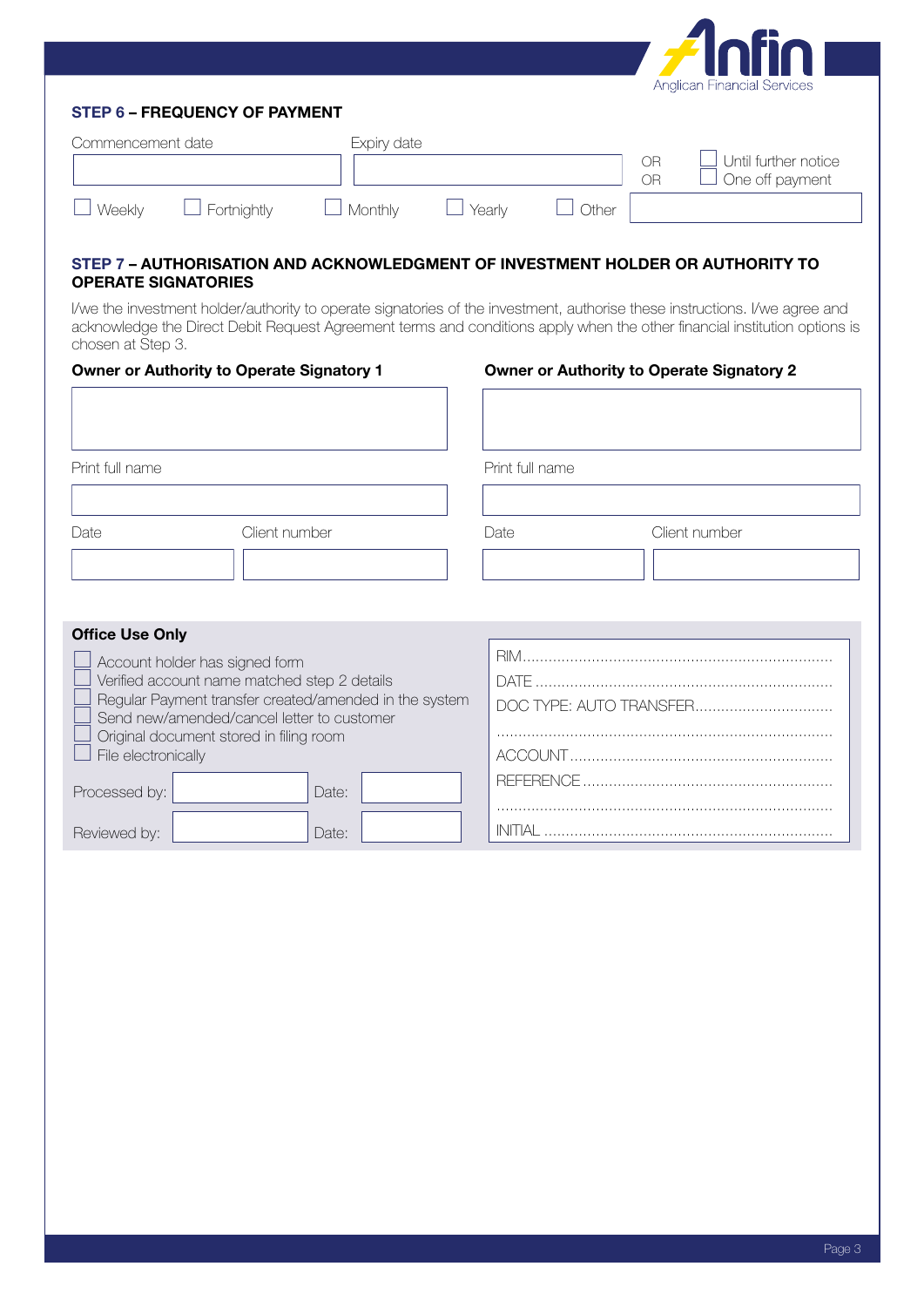## STEP 6 – FREQUENCY OF PAYMENT

Commencement date

Expiry date

OR ☐ Until further notice
OR ☐ One off payment

☐ Weekly ☐ Fortnightly ☐ Monthly ☐ Yearly ☐ Other

## STEP 7 – AUTHORISATION AND ACKNOWLEDGMENT OF INVESTMENT HOLDER OR AUTHORITY TO OPERATE SIGNATORIES

I/we the investment holder/authority to operate signatories of the investment, authorise these instructions. I/we agree and acknowledge the Direct Debit Request Agreement terms and conditions apply when the other financial institution options is chosen at Step 3.

**Owner or Authority to Operate Signatory 1**

Print full name

Date

Client number

**Owner or Authority to Operate Signatory 2**

Print full name

Date

Client number

**Office Use Only**

☐ Account holder has signed form
☐ Verified account name matched step 2 details
☐ Regular Payment transfer created/amended in the system
☐ Send new/amended/cancel letter to customer
☐ Original document stored in filing room
☐ File electronically

Processed by: Date:

Reviewed by: Date:

RIM............................................................................
DATE ..........................................................................
DOC TYPE: AUTO TRANSFER..................................
.....................................................................................
ACCOUNT ..................................................................
REFERENCE ..............................................................
.....................................................................................
INITIAL .......................................................................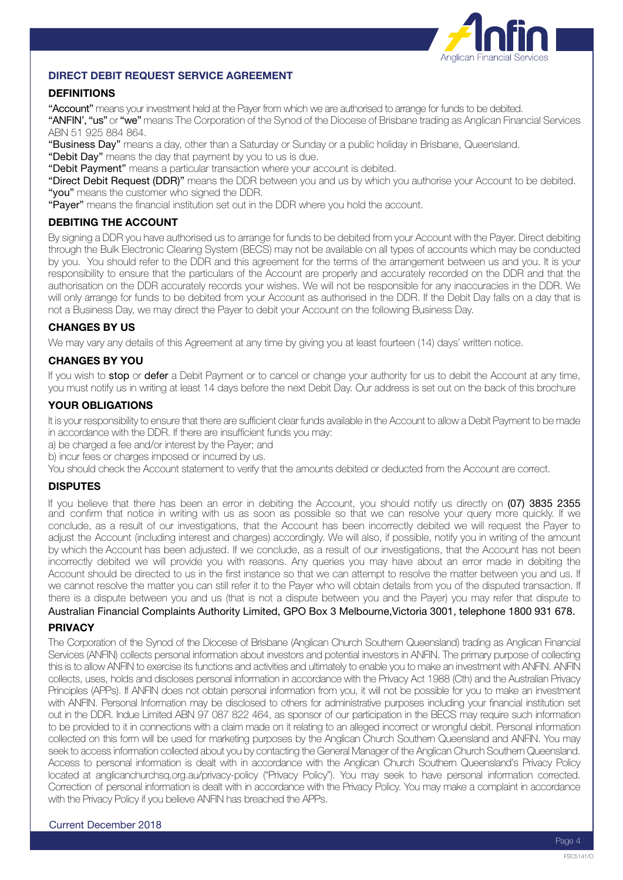## DIRECT DEBIT REQUEST SERVICE AGREEMENT

### DEFINITIONS

**"Account"** means your investment held at the Payer from which we are authorised to arrange for funds to be debited.
**"ANFIN', "us"** or **"we"** means The Corporation of the Synod of the Diocese of Brisbane trading as Anglican Financial Services ABN 51 925 884 864.
**"Business Day"** means a day, other than a Saturday or Sunday or a public holiday in Brisbane, Queensland.
**"Debit Day"** means the day that payment by you to us is due.
**"Debit Payment"** means a particular transaction where your account is debited.
**"Direct Debit Request (DDR)"** means the DDR between you and us by which you authorise your Account to be debited.
**"you"** means the customer who signed the DDR.
**"Payer"** means the financial institution set out in the DDR where you hold the account.

### DEBITING THE ACCOUNT

By signing a DDR you have authorised us to arrange for funds to be debited from your Account with the Payer. Direct debiting through the Bulk Electronic Clearing System (BECS) may not be available on all types of accounts which may be conducted by you. You should refer to the DDR and this agreement for the terms of the arrangement between us and you. It is your responsibility to ensure that the particulars of the Account are properly and accurately recorded on the DDR and that the authorisation on the DDR accurately records your wishes. We will not be responsible for any inaccuracies in the DDR. We will only arrange for funds to be debited from your Account as authorised in the DDR. If the Debit Day falls on a day that is not a Business Day, we may direct the Payer to debit your Account on the following Business Day.

### CHANGES BY US

We may vary any details of this Agreement at any time by giving you at least fourteen (14) days' written notice.

### CHANGES BY YOU

If you wish to **stop** or **defer** a Debit Payment or to cancel or change your authority for us to debit the Account at any time, you must notify us in writing at least 14 days before the next Debit Day. Our address is set out on the back of this brochure

### YOUR OBLIGATIONS

It is your responsibility to ensure that there are sufficient clear funds available in the Account to allow a Debit Payment to be made in accordance with the DDR. If there are insufficient funds you may:

a) be charged a fee and/or interest by the Payer; and
b) incur fees or charges imposed or incurred by us.

You should check the Account statement to verify that the amounts debited or deducted from the Account are correct.

### DISPUTES

If you believe that there has been an error in debiting the Account, you should notify us directly on (07) 3835 2355 and confirm that notice in writing with us as soon as possible so that we can resolve your query more quickly. If we conclude, as a result of our investigations, that the Account has been incorrectly debited we will request the Payer to adjust the Account (including interest and charges) accordingly. We will also, if possible, notify you in writing of the amount by which the Account has been adjusted. If we conclude, as a result of our investigations, that the Account has not been incorrectly debited we will provide you with reasons. Any queries you may have about an error made in debiting the Account should be directed to us in the first instance so that we can attempt to resolve the matter between you and us. If we cannot resolve the matter you can still refer it to the Payer who will obtain details from you of the disputed transaction. If there is a dispute between you and us (that is not a dispute between you and the Payer) you may refer that dispute to Australian Financial Complaints Authority Limited, GPO Box 3 Melbourne,Victoria 3001, telephone 1800 931 678.

### PRIVACY

The Corporation of the Synod of the Diocese of Brisbane (Anglican Church Southern Queensland) trading as Anglican Financial Services (ANFIN) collects personal information about investors and potential investors in ANFIN. The primary purpose of collecting this is to allow ANFIN to exercise its functions and activities and ultimately to enable you to make an investment with ANFIN. ANFIN collects, uses, holds and discloses personal information in accordance with the Privacy Act 1988 (Cth) and the Australian Privacy Principles (APPs). If ANFIN does not obtain personal information from you, it will not be possible for you to make an investment with ANFIN. Personal Information may be disclosed to others for administrative purposes including your financial institution set out in the DDR. Indue Limited ABN 97 087 822 464, as sponsor of our participation in the BECS may require such information to be provided to it in connections with a claim made on it relating to an alleged incorrect or wrongful debit. Personal information collected on this form will be used for marketing purposes by the Anglican Church Southern Queensland and ANFIN. You may seek to access information collected about you by contacting the General Manager of the Anglican Church Southern Queensland. Access to personal information is dealt with in accordance with the Anglican Church Southern Queensland's Privacy Policy located at anglicanchurchsq.org.au/privacy-policy ("Privacy Policy"). You may seek to have personal information corrected. Correction of personal information is dealt with in accordance with the Privacy Policy. You may make a complaint in accordance with the Privacy Policy if you believe ANFIN has breached the APPs.

Current December 2018

FSC5141/O